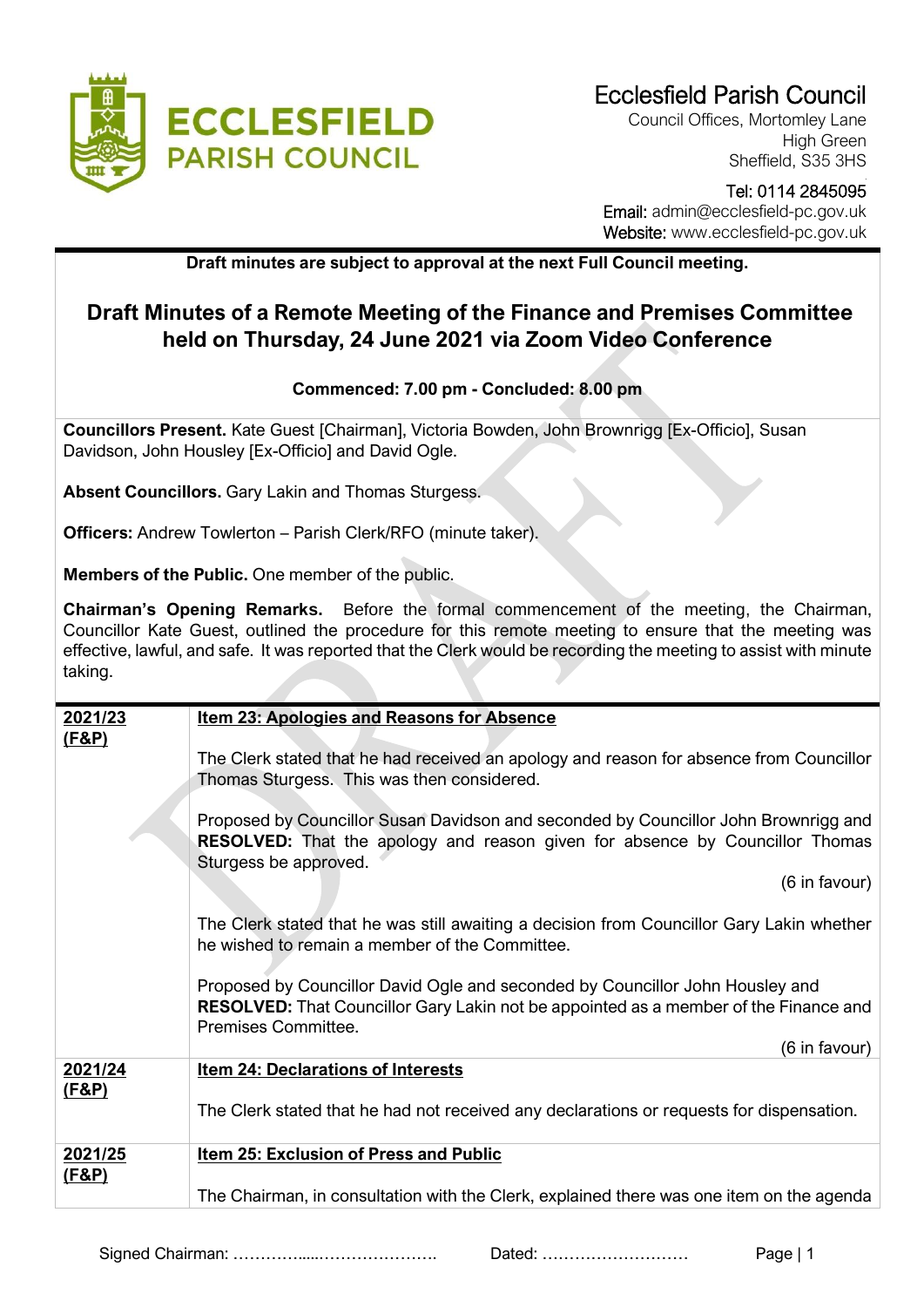# Ecclesfield Parish Council

Council Offices, Mortomley Lane
High Green
Sheffield, S35 3HS

Tel: 0114 2845095
Email: admin@ecclesfield-pc.gov.uk
Website: www.ecclesfield-pc.gov.uk

**Draft minutes are subject to approval at the next Full Council meeting.**

## Draft Minutes of a Remote Meeting of the Finance and Premises Committee held on Thursday, 24 June 2021 via Zoom Video Conference

**Commenced: 7.00 pm - Concluded: 8.00 pm**

**Councillors Present.** Kate Guest [Chairman], Victoria Bowden, John Brownrigg [Ex-Officio], Susan Davidson, John Housley [Ex-Officio] and David Ogle.

**Absent Councillors.** Gary Lakin and Thomas Sturgess.

**Officers:** Andrew Towlerton – Parish Clerk/RFO (minute taker).

**Members of the Public.** One member of the public.

**Chairman's Opening Remarks.** Before the formal commencement of the meeting, the Chairman, Councillor Kate Guest, outlined the procedure for this remote meeting to ensure that the meeting was effective, lawful, and safe. It was reported that the Clerk would be recording the meeting to assist with minute taking.

| | |
|---|---|
| **2021/23 (F&P)** | **Item 23: Apologies and Reasons for Absence**<br><br>The Clerk stated that he had received an apology and reason for absence from Councillor Thomas Sturgess. This was then considered.<br><br>Proposed by Councillor Susan Davidson and seconded by Councillor John Brownrigg and **RESOLVED:** That the apology and reason given for absence by Councillor Thomas Sturgess be approved.<br><br>(6 in favour)<br><br>The Clerk stated that he was still awaiting a decision from Councillor Gary Lakin whether he wished to remain a member of the Committee.<br><br>Proposed by Councillor David Ogle and seconded by Councillor John Housley and **RESOLVED:** That Councillor Gary Lakin not be appointed as a member of the Finance and Premises Committee.<br><br>(6 in favour) |
| **2021/24 (F&P)** | **Item 24: Declarations of Interests**<br><br>The Clerk stated that he had not received any declarations or requests for dispensation. |
| **2021/25 (F&P)** | **Item 25: Exclusion of Press and Public**<br><br>The Chairman, in consultation with the Clerk, explained there was one item on the agenda |

Signed Chairman: ……………....…………………. Dated: ………………………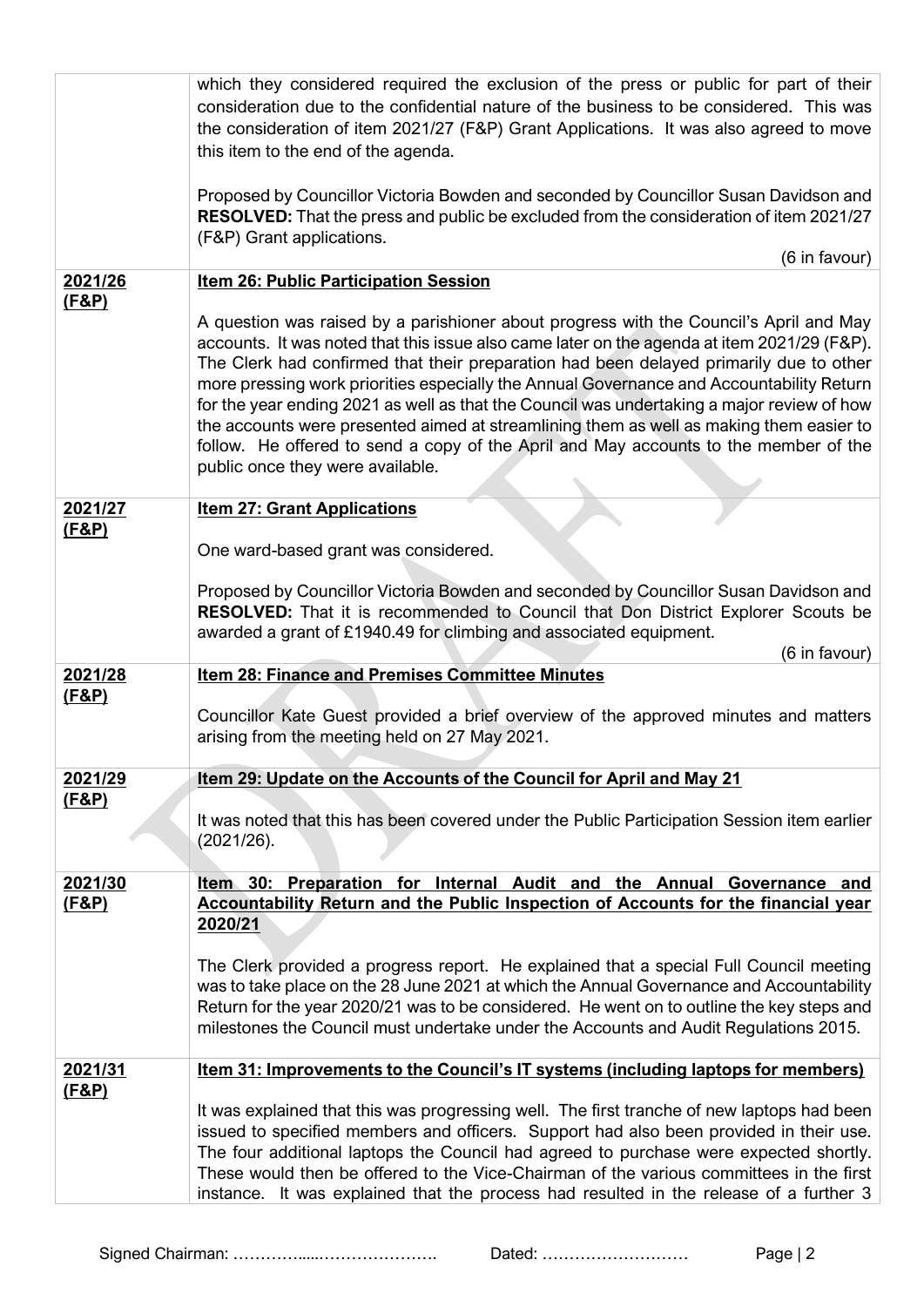| | |
|---|---|
| | which they considered required the exclusion of the press or public for part of their consideration due to the confidential nature of the business to be considered. This was the consideration of item 2021/27 (F&P) Grant Applications. It was also agreed to move this item to the end of the agenda.<br><br>Proposed by Councillor Victoria Bowden and seconded by Councillor Susan Davidson and **RESOLVED:** That the press and public be excluded from the consideration of item 2021/27 (F&P) Grant applications.<br><br>(6 in favour) |
| **2021/26 (F&P)** | **Item 26: Public Participation Session**<br><br>A question was raised by a parishioner about progress with the Council's April and May accounts. It was noted that this issue also came later on the agenda at item 2021/29 (F&P). The Clerk had confirmed that their preparation had been delayed primarily due to other more pressing work priorities especially the Annual Governance and Accountability Return for the year ending 2021 as well as that the Council was undertaking a major review of how the accounts were presented aimed at streamlining them as well as making them easier to follow. He offered to send a copy of the April and May accounts to the member of the public once they were available. |
| **2021/27 (F&P)** | **Item 27: Grant Applications**<br><br>One ward-based grant was considered.<br><br>Proposed by Councillor Victoria Bowden and seconded by Councillor Susan Davidson and **RESOLVED:** That it is recommended to Council that Don District Explorer Scouts be awarded a grant of £1940.49 for climbing and associated equipment.<br><br>(6 in favour) |
| **2021/28 (F&P)** | **Item 28: Finance and Premises Committee Minutes**<br><br>Councillor Kate Guest provided a brief overview of the approved minutes and matters arising from the meeting held on 27 May 2021. |
| **2021/29 (F&P)** | **Item 29: Update on the Accounts of the Council for April and May 21**<br><br>It was noted that this has been covered under the Public Participation Session item earlier (2021/26). |
| **2021/30 (F&P)** | **Item 30: Preparation for Internal Audit and the Annual Governance and Accountability Return and the Public Inspection of Accounts for the financial year 2020/21**<br><br>The Clerk provided a progress report. He explained that a special Full Council meeting was to take place on the 28 June 2021 at which the Annual Governance and Accountability Return for the year 2020/21 was to be considered. He went on to outline the key steps and milestones the Council must undertake under the Accounts and Audit Regulations 2015. |
| **2021/31 (F&P)** | **Item 31: Improvements to the Council's IT systems (including laptops for members)**<br><br>It was explained that this was progressing well. The first tranche of new laptops had been issued to specified members and officers. Support had also been provided in their use. The four additional laptops the Council had agreed to purchase were expected shortly. These would then be offered to the Vice-Chairman of the various committees in the first instance. It was explained that the process had resulted in the release of a further 3 |

Signed Chairman: …………......…………………. Dated: ………………………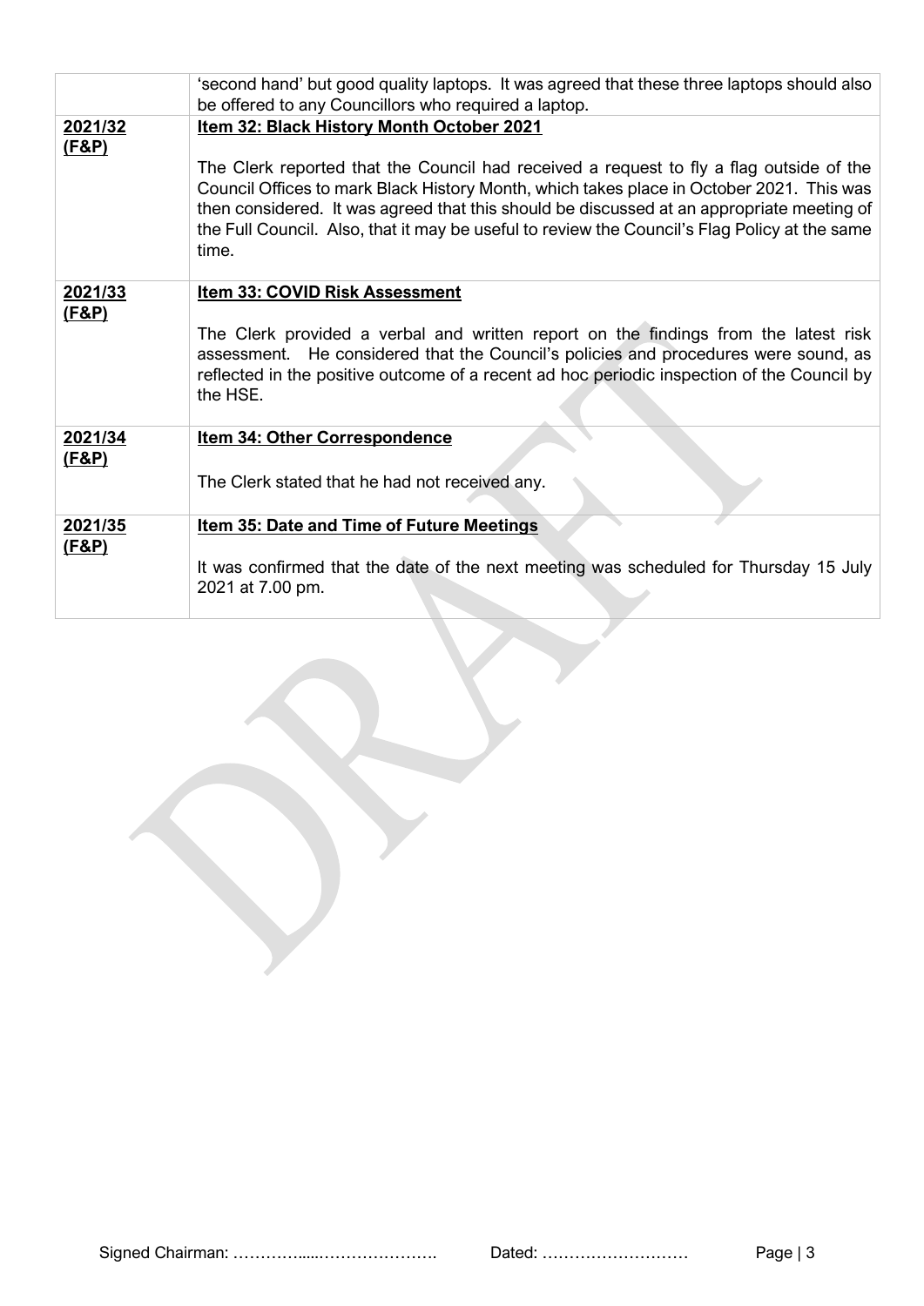| | |
|---|---|
| | 'second hand' but good quality laptops. It was agreed that these three laptops should also be offered to any Councillors who required a laptop. |
| **2021/32 (F&P)** | **Item 32: Black History Month October 2021**<br><br>The Clerk reported that the Council had received a request to fly a flag outside of the Council Offices to mark Black History Month, which takes place in October 2021. This was then considered. It was agreed that this should be discussed at an appropriate meeting of the Full Council. Also, that it may be useful to review the Council's Flag Policy at the same time. |
| **2021/33 (F&P)** | **Item 33: COVID Risk Assessment**<br><br>The Clerk provided a verbal and written report on the findings from the latest risk assessment. He considered that the Council's policies and procedures were sound, as reflected in the positive outcome of a recent ad hoc periodic inspection of the Council by the HSE. |
| **2021/34 (F&P)** | **Item 34: Other Correspondence**<br><br>The Clerk stated that he had not received any. |
| **2021/35 (F&P)** | **Item 35: Date and Time of Future Meetings**<br><br>It was confirmed that the date of the next meeting was scheduled for Thursday 15 July 2021 at 7.00 pm. |

DRAFT

Signed Chairman: ……………....…………………. Dated: ………………………